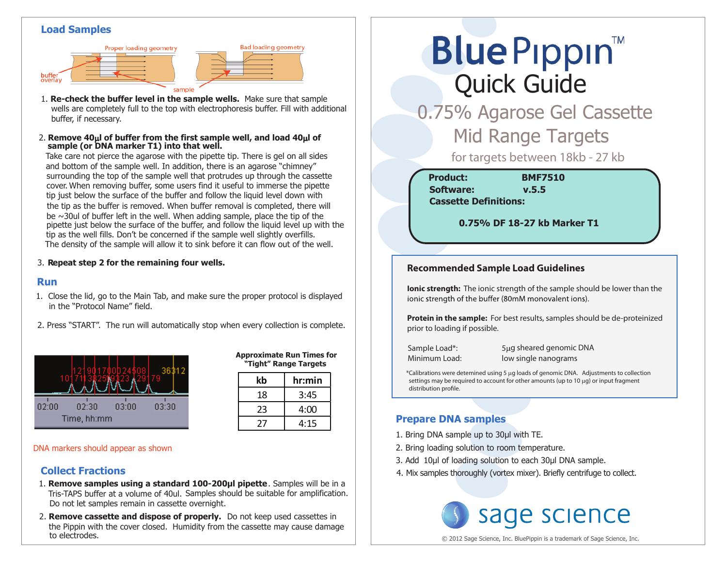## Load Samples

Proper loading geometry

Bad loading geometry

buffer overlay

sample

1. **Re-check the buffer level in the sample wells.** Make sure that sample wells are completely full to the top with electrophoresis buffer. Fill with additional buffer, if necessary.

2. **Remove 40μl of buffer from the first sample well, and load 40μl of sample (or DNA marker T1) into that well.**
   Take care not pierce the agarose with the pipette tip. There is gel on all sides and bottom of the sample well. In addition, there is an agarose "chimney" surrounding the top of the sample well that protrudes up through the cassette cover. When removing buffer, some users find it useful to immerse the pipette tip just below the surface of the buffer and follow the liquid level down with the tip as the buffer is removed. When buffer removal is completed, there will be ~30ul of buffer left in the well. When adding sample, place the tip of the pipette just below the surface of the buffer, and follow the liquid level up with the tip as the well fills. Don't be concerned if the sample well slightly overfills. The density of the sample will allow it to sink before it can flow out of the well.

3. **Repeat step 2 for the remaining four wells.**

## Run

1. Close the lid, go to the Main Tab, and make sure the proper protocol is displayed in the "Protocol Name" field.

2. Press "START". The run will automatically stop when every collection is complete.

DNA markers should appear as shown

**Approximate Run Times for "Tight" Range Targets**

| kb | hr:min |
|---|---|
| 18 | 3:45 |
| 23 | 4:00 |
| 27 | 4:15 |

## Collect Fractions

1. **Remove samples using a standard 100-200μl pipette**. Samples will be in a Tris-TAPS buffer at a volume of 40ul. Samples should be suitable for amplification. Do not let samples remain in cassette overnight.
2. **Remove cassette and dispose of properly.** Do not keep used cassettes in the Pippin with the cover closed. Humidity from the cassette may cause damage to electrodes.

# BluePippin™ Quick Guide

## 0.75% Agarose Gel Cassette Mid Range Targets

for targets between 18kb - 27 kb

**Product:** BMF7510
**Software:** v.5.5
**Cassette Definitions:**

**0.75% DF 18-27 kb Marker T1**

### Recommended Sample Load Guidelines

**Ionic strength:** The ionic strength of the sample should be lower than the ionic strength of the buffer (80mM monovalent ions).

**Protein in the sample:** For best results, samples should be de-proteinized prior to loading if possible.

Sample Load*: 5μg sheared genomic DNA
Minimum Load: low single nanograms

*Calibrations were detemined using 5 μg loads of genomic DNA. Adjustments to collection settings may be required to account for other amounts (up to 10 μg) or input fragment distribution profile.

## Prepare DNA samples

1. Bring DNA sample up to 30μl with TE.
2. Bring loading solution to room temperature.
3. Add 10μl of loading solution to each 30μl DNA sample.
4. Mix samples thoroughly (vortex mixer). Briefly centrifuge to collect.

sage science

© 2012 Sage Science, Inc. BluePippin is a trademark of Sage Science, Inc.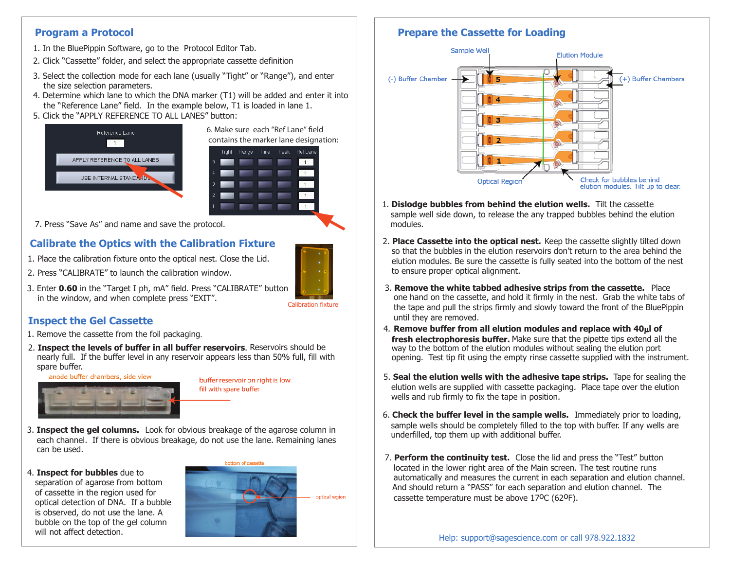## Program a Protocol

1. In the BluePippin Software, go to the Protocol Editor Tab.
2. Click "Cassette" folder, and select the appropriate cassette definition
3. Select the collection mode for each lane (usually "Tight" or "Range"), and enter the size selection parameters.
4. Determine which lane to which the DNA marker (T1) will be added and enter it into the "Reference Lane" field. In the example below, T1 is loaded in lane 1.
5. Click the "APPLY REFERENCE TO ALL LANES" button:

Reference Lane

1

APPLY REFERENCE TO ALL LANES

USE INTERNAL STANDARDS

6. Make sure each "Ref Lane" field contains the marker lane designation:

| | Tight | Range | Time | Peak | Ref Lane |
|---|---|---|---|---|---|
| 5 | | | | | 1 |
| 4 | | | | | 1 |
| 3 | | | | | 1 |
| 2 | | | | | 1 |
| 1 | | | | | 1 |

7. Press "Save As" and name and save the protocol.

## Calibrate the Optics with the Calibration Fixture

1. Place the calibration fixture onto the optical nest. Close the Lid.
2. Press "CALIBRATE" to launch the calibration window.
3. Enter **0.60** in the "Target I ph, mA" field. Press "CALIBRATE" button in the window, and when complete press "EXIT".

Calibration fixture

## Inspect the Gel Cassette

1. Remove the cassette from the foil packaging.
2. **Inspect the levels of buffer in all buffer reservoirs**. Reservoirs should be nearly full. If the buffer level in any reservoir appears less than 50% full, fill with spare buffer.

anode buffer chambers, side view

buffer reservoir on right is low fill with spare buffer

3. **Inspect the gel columns.** Look for obvious breakage of the agarose column in each channel. If there is obvious breakage, do not use the lane. Remaining lanes can be used.
4. **Inspect for bubbles** due to separation of agarose from bottom of cassette in the region used for optical detection of DNA. If a bubble is observed, do not use the lane. A bubble on the top of the gel column will not affect detection.

bottom of cassette

optical region

## Prepare the Cassette for Loading

Sample Well

Elution Module

(-) Buffer Chamber

(+) Buffer Chambers

Optical Region

Check for bubbles behind elution modules. Tilt up to clear.

1. **Dislodge bubbles from behind the elution wells.** Tilt the cassette sample well side down, to release the any trapped bubbles behind the elution modules.
2. **Place Cassette into the optical nest.** Keep the cassette slightly tilted down so that the bubbles in the elution reservoirs don't return to the area behind the elution modules. Be sure the cassette is fully seated into the bottom of the nest to ensure proper optical alignment.
3. **Remove the white tabbed adhesive strips from the cassette.** Place one hand on the cassette, and hold it firmly in the nest. Grab the white tabs of the tape and pull the strips firmly and slowly toward the front of the BluePippin until they are removed.
4. **Remove buffer from all elution modules and replace with 40μl of fresh electrophoresis buffer.** Make sure that the pipette tips extend all the way to the bottom of the elution modules without sealing the elution port opening. Test tip fit using the empty rinse cassette supplied with the instrument.
5. **Seal the elution wells with the adhesive tape strips.** Tape for sealing the elution wells are supplied with cassette packaging. Place tape over the elution wells and rub firmly to fix the tape in position.
6. **Check the buffer level in the sample wells.** Immediately prior to loading, sample wells should be completely filled to the top with buffer. If any wells are underfilled, top them up with additional buffer.
7. **Perform the continuity test.** Close the lid and press the "Test" button located in the lower right area of the Main screen. The test routine runs automatically and measures the current in each separation and elution channel. And should return a "PASS" for each separation and elution channel. The cassette temperature must be above 17ºC (62ºF).

Help: support@sagescience.com or call 978.922.1832